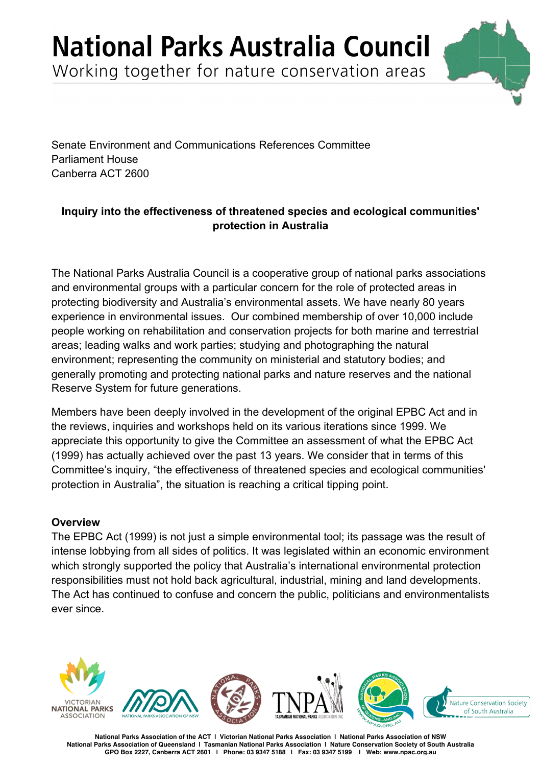# National Parks Australia Council

Working together for nature conservation areas

Senate Environment and Communications References Committee
Parliament House
Canberra ACT 2600

**Inquiry into the effectiveness of threatened species and ecological communities' protection in Australia**

The National Parks Australia Council is a cooperative group of national parks associations and environmental groups with a particular concern for the role of protected areas in protecting biodiversity and Australia's environmental assets. We have nearly 80 years experience in environmental issues. Our combined membership of over 10,000 include people working on rehabilitation and conservation projects for both marine and terrestrial areas; leading walks and work parties; studying and photographing the natural environment; representing the community on ministerial and statutory bodies; and generally promoting and protecting national parks and nature reserves and the national Reserve System for future generations.

Members have been deeply involved in the development of the original EPBC Act and in the reviews, inquiries and workshops held on its various iterations since 1999. We appreciate this opportunity to give the Committee an assessment of what the EPBC Act (1999) has actually achieved over the past 13 years. We consider that in terms of this Committee's inquiry, "the effectiveness of threatened species and ecological communities' protection in Australia", the situation is reaching a critical tipping point.

**Overview**

The EPBC Act (1999) is not just a simple environmental tool; its passage was the result of intense lobbying from all sides of politics. It was legislated within an economic environment which strongly supported the policy that Australia's international environmental protection responsibilities must not hold back agricultural, industrial, mining and land developments. The Act has continued to confuse and concern the public, politicians and environmentalists ever since.

National Parks Association of the ACT | Victorian National Parks Association | National Parks Association of NSW
National Parks Association of Queensland | Tasmanian National Parks Association | Nature Conservation Society of South Australia
GPO Box 2227, Canberra ACT 2601 | Phone: 03 9347 5188 | Fax: 03 9347 5199 | Web: www.npac.org.au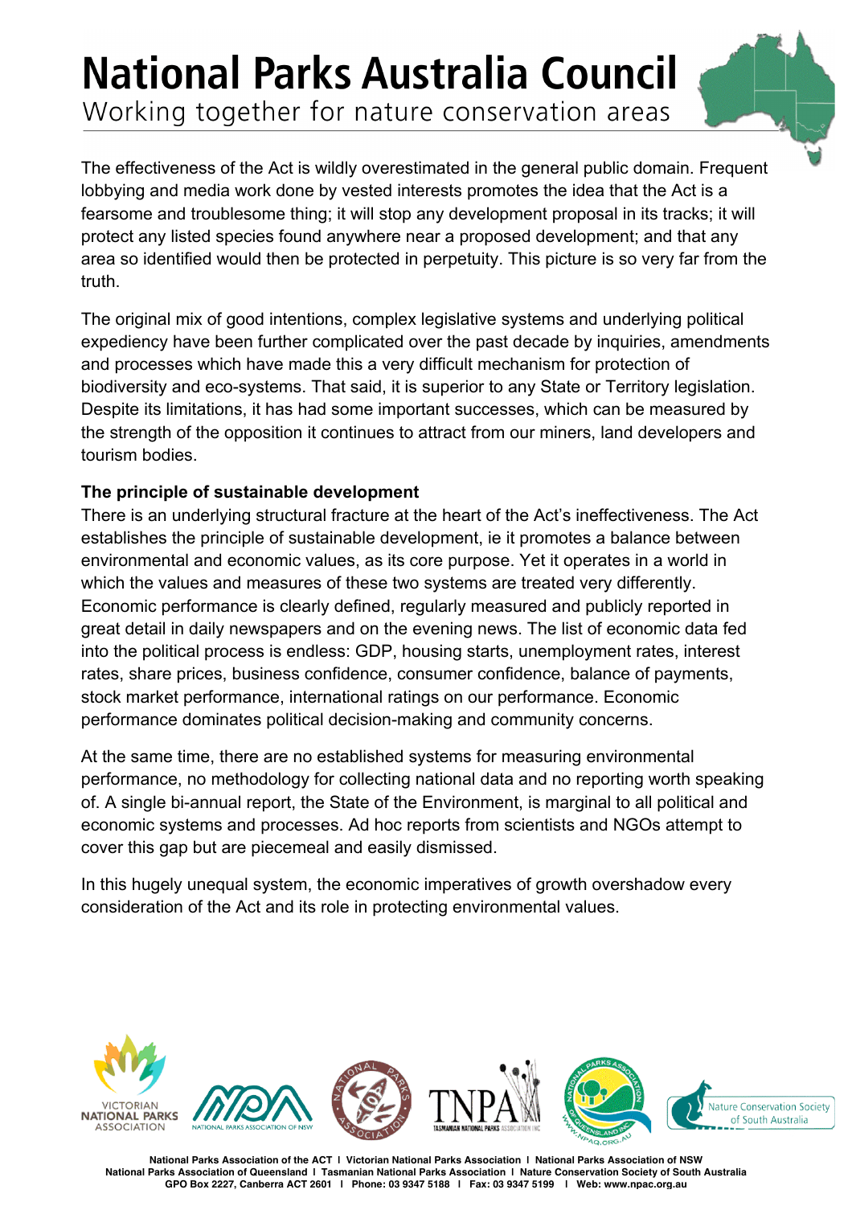The effectiveness of the Act is wildly overestimated in the general public domain. Frequent lobbying and media work done by vested interests promotes the idea that the Act is a fearsome and troublesome thing; it will stop any development proposal in its tracks; it will protect any listed species found anywhere near a proposed development; and that any area so identified would then be protected in perpetuity. This picture is so very far from the truth.

The original mix of good intentions, complex legislative systems and underlying political expediency have been further complicated over the past decade by inquiries, amendments and processes which have made this a very difficult mechanism for protection of biodiversity and eco-systems. That said, it is superior to any State or Territory legislation. Despite its limitations, it has had some important successes, which can be measured by the strength of the opposition it continues to attract from our miners, land developers and tourism bodies.

**The principle of sustainable development**

There is an underlying structural fracture at the heart of the Act's ineffectiveness. The Act establishes the principle of sustainable development, ie it promotes a balance between environmental and economic values, as its core purpose. Yet it operates in a world in which the values and measures of these two systems are treated very differently. Economic performance is clearly defined, regularly measured and publicly reported in great detail in daily newspapers and on the evening news. The list of economic data fed into the political process is endless: GDP, housing starts, unemployment rates, interest rates, share prices, business confidence, consumer confidence, balance of payments, stock market performance, international ratings on our performance. Economic performance dominates political decision-making and community concerns.

At the same time, there are no established systems for measuring environmental performance, no methodology for collecting national data and no reporting worth speaking of. A single bi-annual report, the State of the Environment, is marginal to all political and economic systems and processes. Ad hoc reports from scientists and NGOs attempt to cover this gap but are piecemeal and easily dismissed.

In this hugely unequal system, the economic imperatives of growth overshadow every consideration of the Act and its role in protecting environmental values.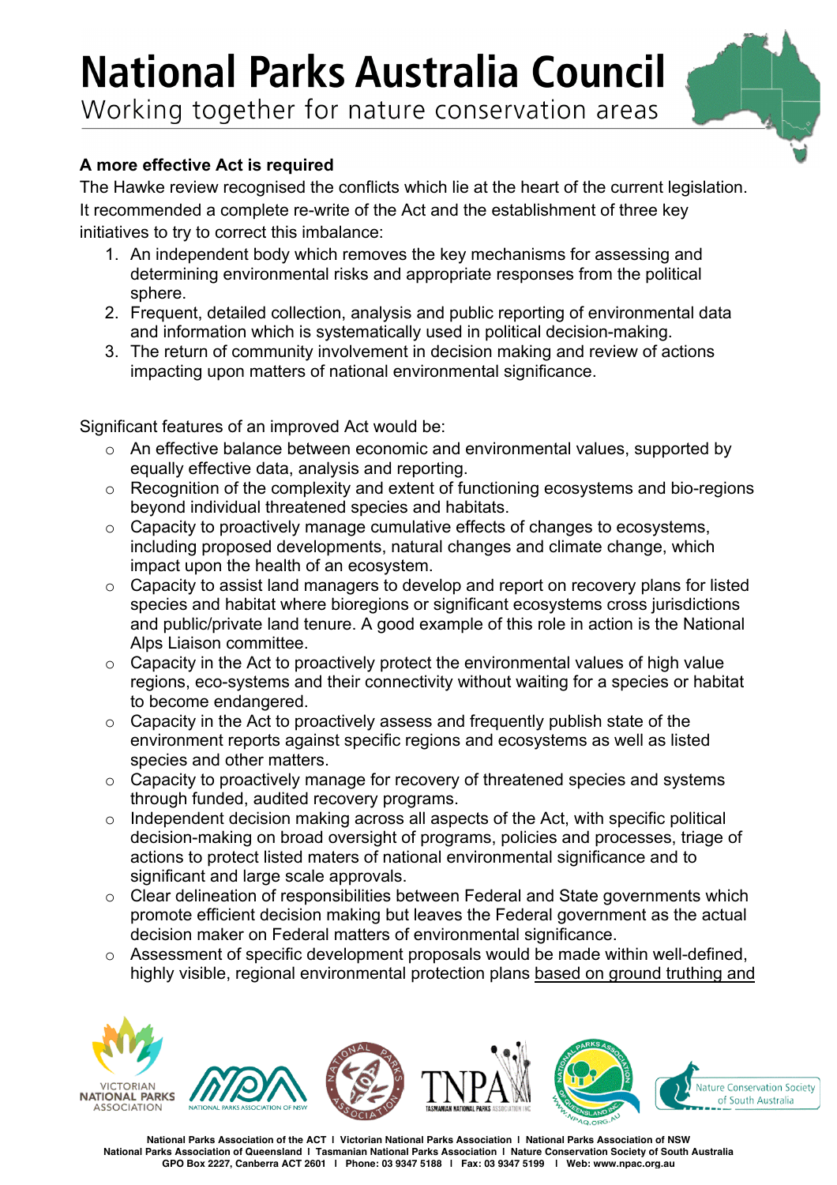# National Parks Australia Council

Working together for nature conservation areas

**A more effective Act is required**

The Hawke review recognised the conflicts which lie at the heart of the current legislation. It recommended a complete re-write of the Act and the establishment of three key initiatives to try to correct this imbalance:

1. An independent body which removes the key mechanisms for assessing and determining environmental risks and appropriate responses from the political sphere.
2. Frequent, detailed collection, analysis and public reporting of environmental data and information which is systematically used in political decision-making.
3. The return of community involvement in decision making and review of actions impacting upon matters of national environmental significance.

Significant features of an improved Act would be:

- An effective balance between economic and environmental values, supported by equally effective data, analysis and reporting.
- Recognition of the complexity and extent of functioning ecosystems and bio-regions beyond individual threatened species and habitats.
- Capacity to proactively manage cumulative effects of changes to ecosystems, including proposed developments, natural changes and climate change, which impact upon the health of an ecosystem.
- Capacity to assist land managers to develop and report on recovery plans for listed species and habitat where bioregions or significant ecosystems cross jurisdictions and public/private land tenure. A good example of this role in action is the National Alps Liaison committee.
- Capacity in the Act to proactively protect the environmental values of high value regions, eco-systems and their connectivity without waiting for a species or habitat to become endangered.
- Capacity in the Act to proactively assess and frequently publish state of the environment reports against specific regions and ecosystems as well as listed species and other matters.
- Capacity to proactively manage for recovery of threatened species and systems through funded, audited recovery programs.
- Independent decision making across all aspects of the Act, with specific political decision-making on broad oversight of programs, policies and processes, triage of actions to protect listed maters of national environmental significance and to significant and large scale approvals.
- Clear delineation of responsibilities between Federal and State governments which promote efficient decision making but leaves the Federal government as the actual decision maker on Federal matters of environmental significance.
- Assessment of specific development proposals would be made within well-defined, highly visible, regional environmental protection plans based on ground truthing and

National Parks Association of the ACT I Victorian National Parks Association I National Parks Association of NSW
National Parks Association of Queensland I Tasmanian National Parks Association I Nature Conservation Society of South Australia
GPO Box 2227, Canberra ACT 2601 I Phone: 03 9347 5188 I Fax: 03 9347 5199 I Web: www.npac.org.au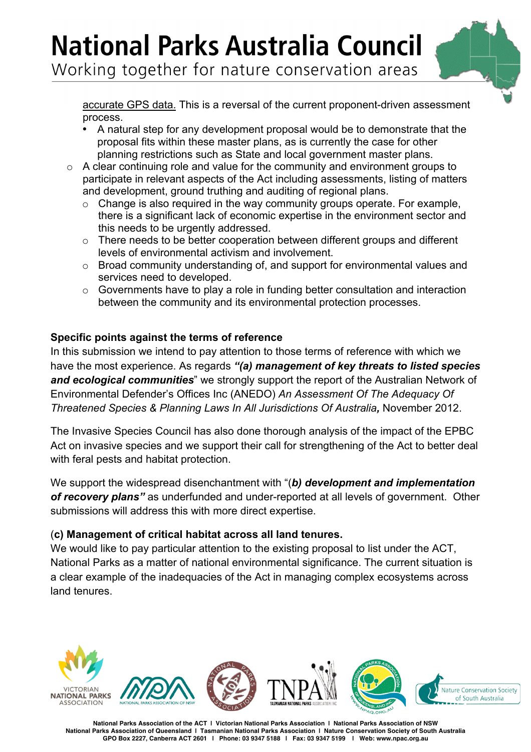accurate GPS data. This is a reversal of the current proponent-driven assessment process.

- A natural step for any development proposal would be to demonstrate that the proposal fits within these master plans, as is currently the case for other planning restrictions such as State and local government master plans.

- A clear continuing role and value for the community and environment groups to participate in relevant aspects of the Act including assessments, listing of matters and development, ground truthing and auditing of regional plans.
  - Change is also required in the way community groups operate. For example, there is a significant lack of economic expertise in the environment sector and this needs to be urgently addressed.
  - There needs to be better cooperation between different groups and different levels of environmental activism and involvement.
  - Broad community understanding of, and support for environmental values and services need to developed.
  - Governments have to play a role in funding better consultation and interaction between the community and its environmental protection processes.

**Specific points against the terms of reference**

In this submission we intend to pay attention to those terms of reference with which we have the most experience. As regards ***"(a) management of key threats to listed species and ecological communities***" we strongly support the report of the Australian Network of Environmental Defender's Offices Inc (ANEDO) *An Assessment Of The Adequacy Of Threatened Species & Planning Laws In All Jurisdictions Of Australia***,** November 2012.

The Invasive Species Council has also done thorough analysis of the impact of the EPBC Act on invasive species and we support their call for strengthening of the Act to better deal with feral pests and habitat protection.

We support the widespread disenchantment with "(***b) development and implementation of recovery plans"*** as underfunded and under-reported at all levels of government. Other submissions will address this with more direct expertise.

(**c) Management of critical habitat across all land tenures.**

We would like to pay particular attention to the existing proposal to list under the ACT, National Parks as a matter of national environmental significance. The current situation is a clear example of the inadequacies of the Act in managing complex ecosystems across land tenures.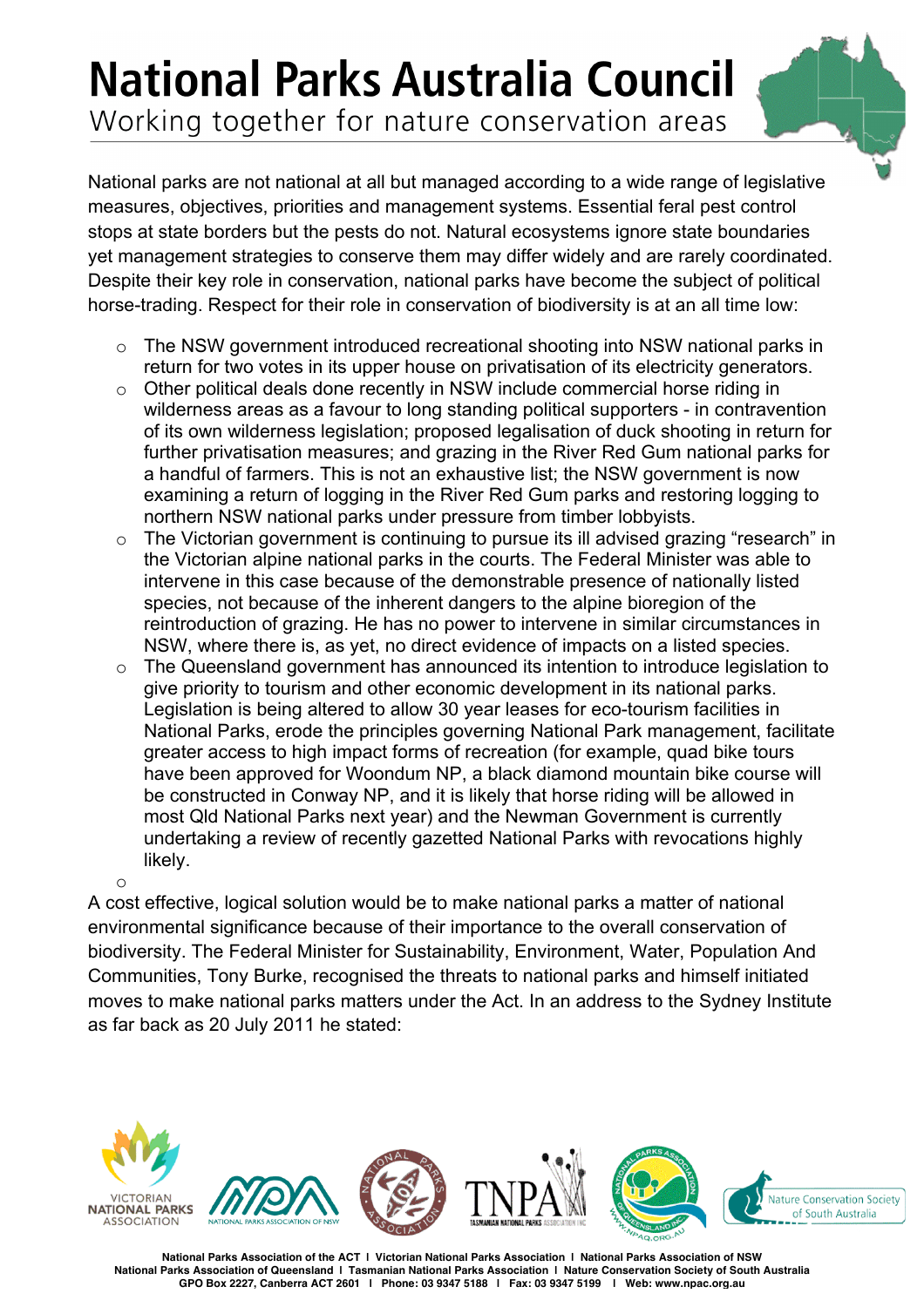National parks are not national at all but managed according to a wide range of legislative measures, objectives, priorities and management systems. Essential feral pest control stops at state borders but the pests do not. Natural ecosystems ignore state boundaries yet management strategies to conserve them may differ widely and are rarely coordinated. Despite their key role in conservation, national parks have become the subject of political horse-trading. Respect for their role in conservation of biodiversity is at an all time low:

- The NSW government introduced recreational shooting into NSW national parks in return for two votes in its upper house on privatisation of its electricity generators.
- Other political deals done recently in NSW include commercial horse riding in wilderness areas as a favour to long standing political supporters - in contravention of its own wilderness legislation; proposed legalisation of duck shooting in return for further privatisation measures; and grazing in the River Red Gum national parks for a handful of farmers. This is not an exhaustive list; the NSW government is now examining a return of logging in the River Red Gum parks and restoring logging to northern NSW national parks under pressure from timber lobbyists.
- The Victorian government is continuing to pursue its ill advised grazing “research” in the Victorian alpine national parks in the courts. The Federal Minister was able to intervene in this case because of the demonstrable presence of nationally listed species, not because of the inherent dangers to the alpine bioregion of the reintroduction of grazing. He has no power to intervene in similar circumstances in NSW, where there is, as yet, no direct evidence of impacts on a listed species.
- The Queensland government has announced its intention to introduce legislation to give priority to tourism and other economic development in its national parks. Legislation is being altered to allow 30 year leases for eco-tourism facilities in National Parks, erode the principles governing National Park management, facilitate greater access to high impact forms of recreation (for example, quad bike tours have been approved for Woondum NP, a black diamond mountain bike course will be constructed in Conway NP, and it is likely that horse riding will be allowed in most Qld National Parks next year) and the Newman Government is currently undertaking a review of recently gazetted National Parks with revocations highly likely.

A cost effective, logical solution would be to make national parks a matter of national environmental significance because of their importance to the overall conservation of biodiversity. The Federal Minister for Sustainability, Environment, Water, Population And Communities, Tony Burke, recognised the threats to national parks and himself initiated moves to make national parks matters under the Act. In an address to the Sydney Institute as far back as 20 July 2011 he stated: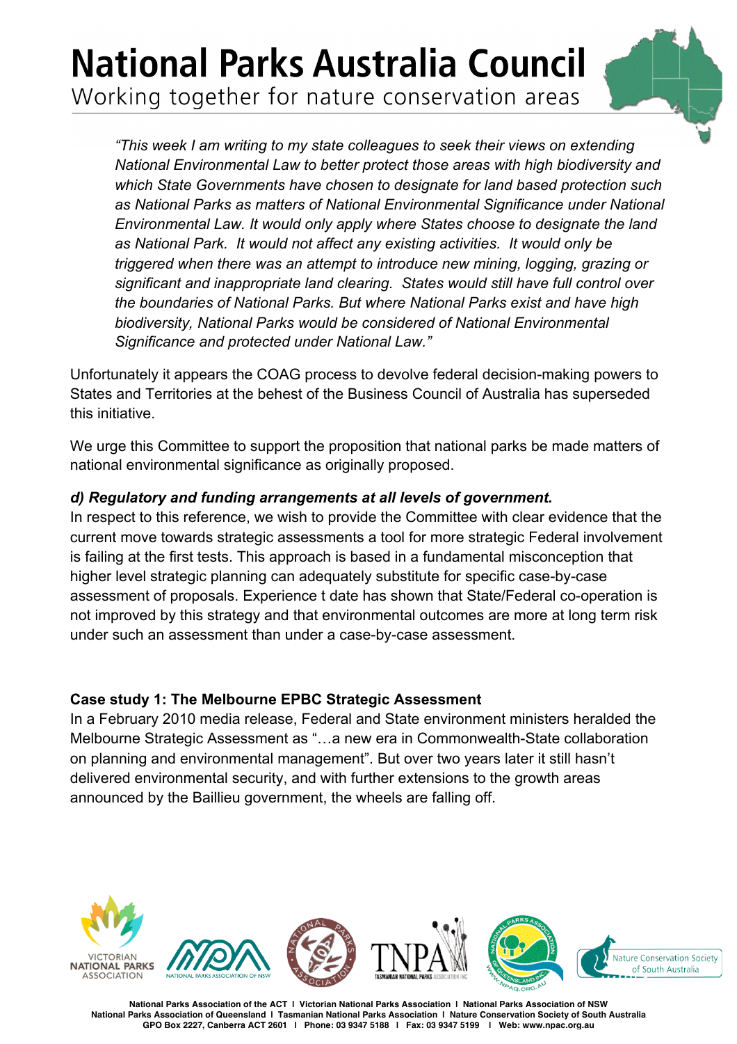*"This week I am writing to my state colleagues to seek their views on extending National Environmental Law to better protect those areas with high biodiversity and which State Governments have chosen to designate for land based protection such as National Parks as matters of National Environmental Significance under National Environmental Law. It would only apply where States choose to designate the land as National Park. It would not affect any existing activities. It would only be triggered when there was an attempt to introduce new mining, logging, grazing or significant and inappropriate land clearing. States would still have full control over the boundaries of National Parks. But where National Parks exist and have high biodiversity, National Parks would be considered of National Environmental Significance and protected under National Law."*

Unfortunately it appears the COAG process to devolve federal decision-making powers to States and Territories at the behest of the Business Council of Australia has superseded this initiative.

We urge this Committee to support the proposition that national parks be made matters of national environmental significance as originally proposed.

***d) Regulatory and funding arrangements at all levels of government.***

In respect to this reference, we wish to provide the Committee with clear evidence that the current move towards strategic assessments a tool for more strategic Federal involvement is failing at the first tests. This approach is based in a fundamental misconception that higher level strategic planning can adequately substitute for specific case-by-case assessment of proposals. Experience t date has shown that State/Federal co-operation is not improved by this strategy and that environmental outcomes are more at long term risk under such an assessment than under a case-by-case assessment.

**Case study 1: The Melbourne EPBC Strategic Assessment**

In a February 2010 media release, Federal and State environment ministers heralded the Melbourne Strategic Assessment as "…a new era in Commonwealth-State collaboration on planning and environmental management". But over two years later it still hasn't delivered environmental security, and with further extensions to the growth areas announced by the Baillieu government, the wheels are falling off.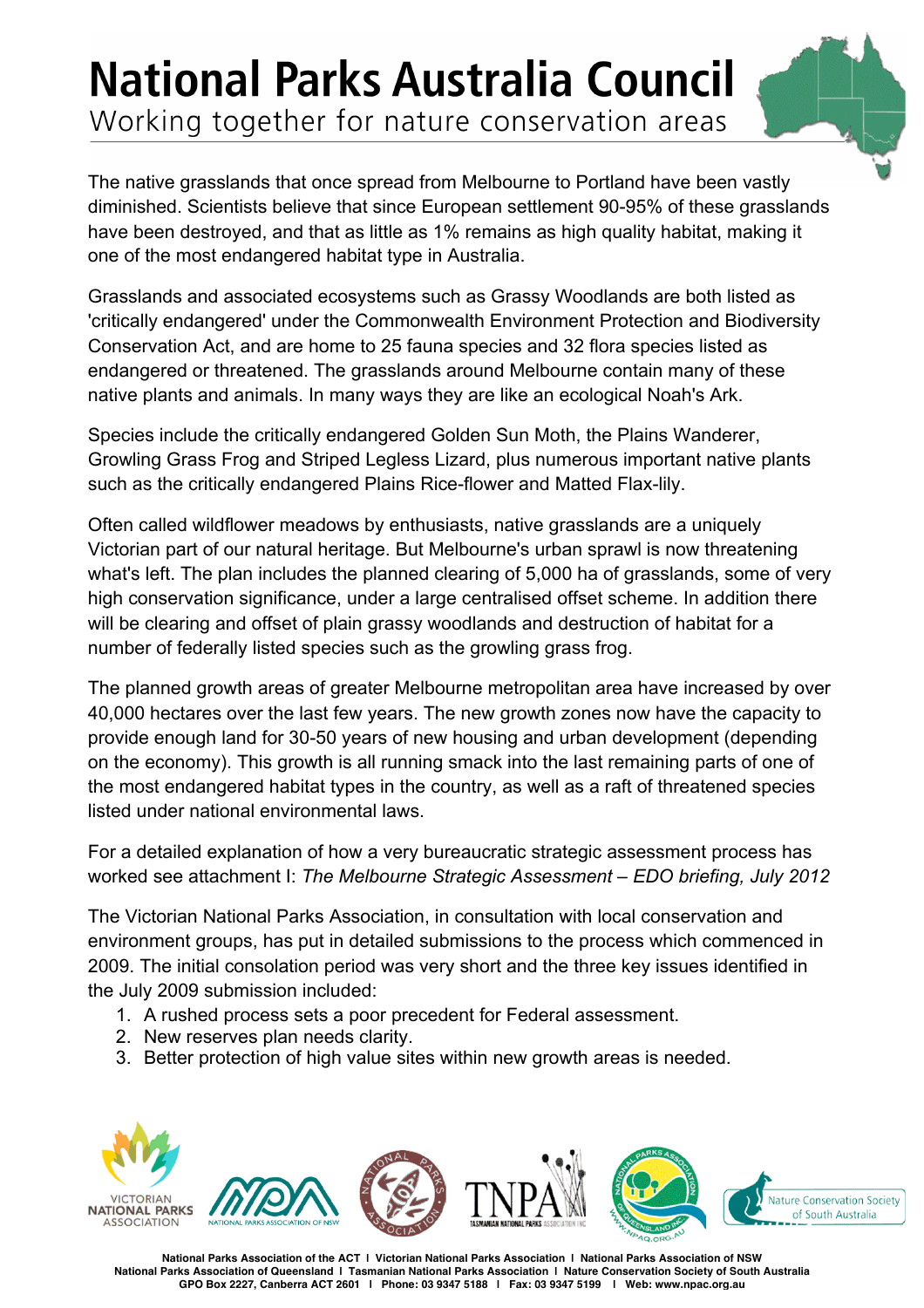# National Parks Australia Council

Working together for nature conservation areas

The native grasslands that once spread from Melbourne to Portland have been vastly diminished. Scientists believe that since European settlement 90-95% of these grasslands have been destroyed, and that as little as 1% remains as high quality habitat, making it one of the most endangered habitat type in Australia.

Grasslands and associated ecosystems such as Grassy Woodlands are both listed as 'critically endangered' under the Commonwealth Environment Protection and Biodiversity Conservation Act, and are home to 25 fauna species and 32 flora species listed as endangered or threatened. The grasslands around Melbourne contain many of these native plants and animals. In many ways they are like an ecological Noah's Ark.

Species include the critically endangered Golden Sun Moth, the Plains Wanderer, Growling Grass Frog and Striped Legless Lizard, plus numerous important native plants such as the critically endangered Plains Rice-flower and Matted Flax-lily.

Often called wildflower meadows by enthusiasts, native grasslands are a uniquely Victorian part of our natural heritage. But Melbourne's urban sprawl is now threatening what's left. The plan includes the planned clearing of 5,000 ha of grasslands, some of very high conservation significance, under a large centralised offset scheme. In addition there will be clearing and offset of plain grassy woodlands and destruction of habitat for a number of federally listed species such as the growling grass frog.

The planned growth areas of greater Melbourne metropolitan area have increased by over 40,000 hectares over the last few years. The new growth zones now have the capacity to provide enough land for 30-50 years of new housing and urban development (depending on the economy). This growth is all running smack into the last remaining parts of one of the most endangered habitat types in the country, as well as a raft of threatened species listed under national environmental laws.

For a detailed explanation of how a very bureaucratic strategic assessment process has worked see attachment I: *The Melbourne Strategic Assessment – EDO briefing, July 2012*

The Victorian National Parks Association, in consultation with local conservation and environment groups, has put in detailed submissions to the process which commenced in 2009. The initial consolation period was very short and the three key issues identified in the July 2009 submission included:

1. A rushed process sets a poor precedent for Federal assessment.
2. New reserves plan needs clarity.
3. Better protection of high value sites within new growth areas is needed.

National Parks Association of the ACT | Victorian National Parks Association | National Parks Association of NSW
National Parks Association of Queensland | Tasmanian National Parks Association | Nature Conservation Society of South Australia
GPO Box 2227, Canberra ACT 2601 | Phone: 03 9347 5188 | Fax: 03 9347 5199 | Web: www.npac.org.au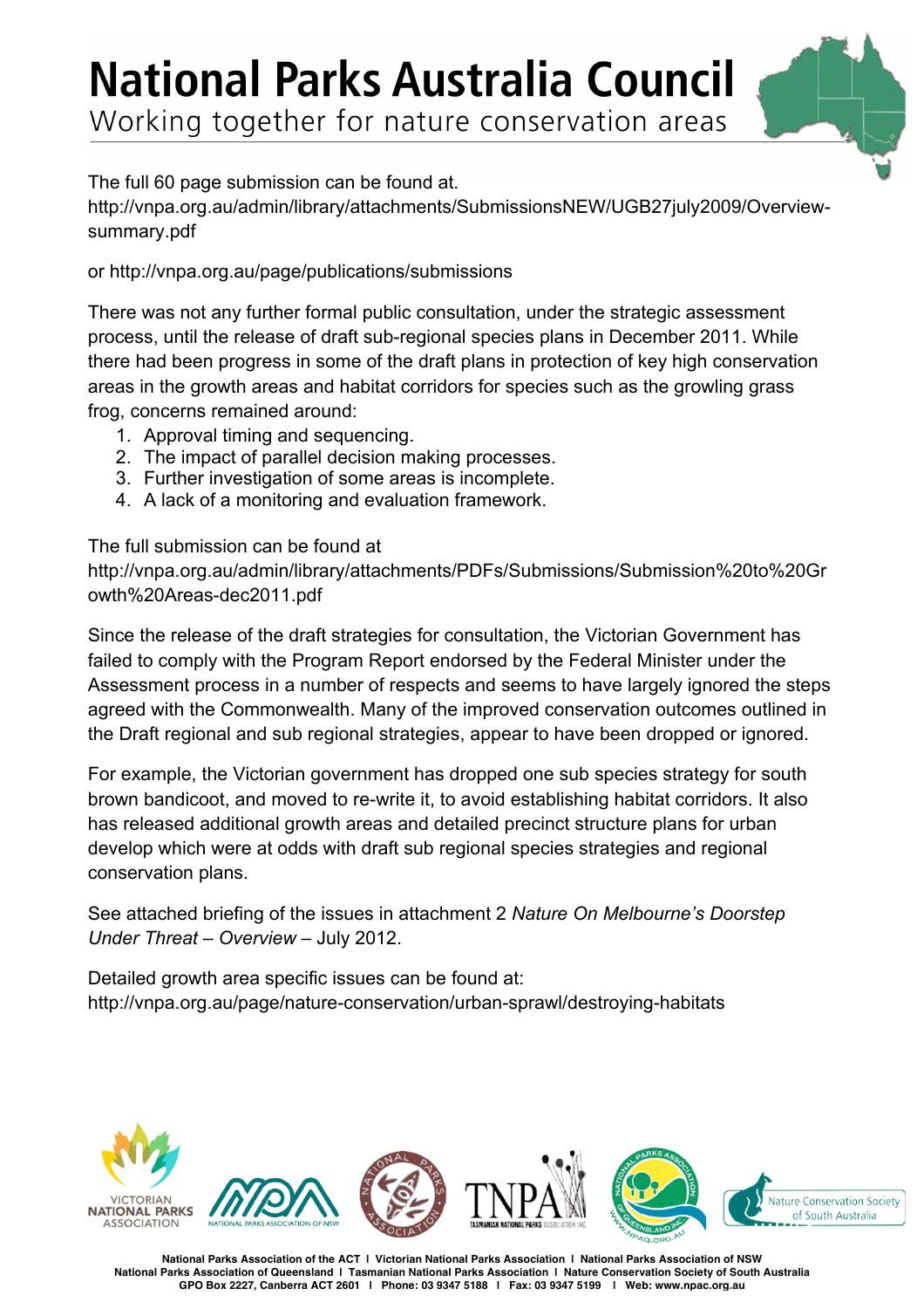The full 60 page submission can be found at. http://vnpa.org.au/admin/library/attachments/SubmissionsNEW/UGB27july2009/Overview-summary.pdf

or http://vnpa.org.au/page/publications/submissions

There was not any further formal public consultation, under the strategic assessment process, until the release of draft sub-regional species plans in December 2011. While there had been progress in some of the draft plans in protection of key high conservation areas in the growth areas and habitat corridors for species such as the growling grass frog, concerns remained around:

1. Approval timing and sequencing.
2. The impact of parallel decision making processes.
3. Further investigation of some areas is incomplete.
4. A lack of a monitoring and evaluation framework.

The full submission can be found at http://vnpa.org.au/admin/library/attachments/PDFs/Submissions/Submission%20to%20Growth%20Areas-dec2011.pdf

Since the release of the draft strategies for consultation, the Victorian Government has failed to comply with the Program Report endorsed by the Federal Minister under the Assessment process in a number of respects and seems to have largely ignored the steps agreed with the Commonwealth. Many of the improved conservation outcomes outlined in the Draft regional and sub regional strategies, appear to have been dropped or ignored.

For example, the Victorian government has dropped one sub species strategy for south brown bandicoot, and moved to re-write it, to avoid establishing habitat corridors. It also has released additional growth areas and detailed precinct structure plans for urban develop which were at odds with draft sub regional species strategies and regional conservation plans.

See attached briefing of the issues in attachment 2 *Nature On Melbourne's Doorstep Under Threat – Overview* – July 2012.

Detailed growth area specific issues can be found at: http://vnpa.org.au/page/nature-conservation/urban-sprawl/destroying-habitats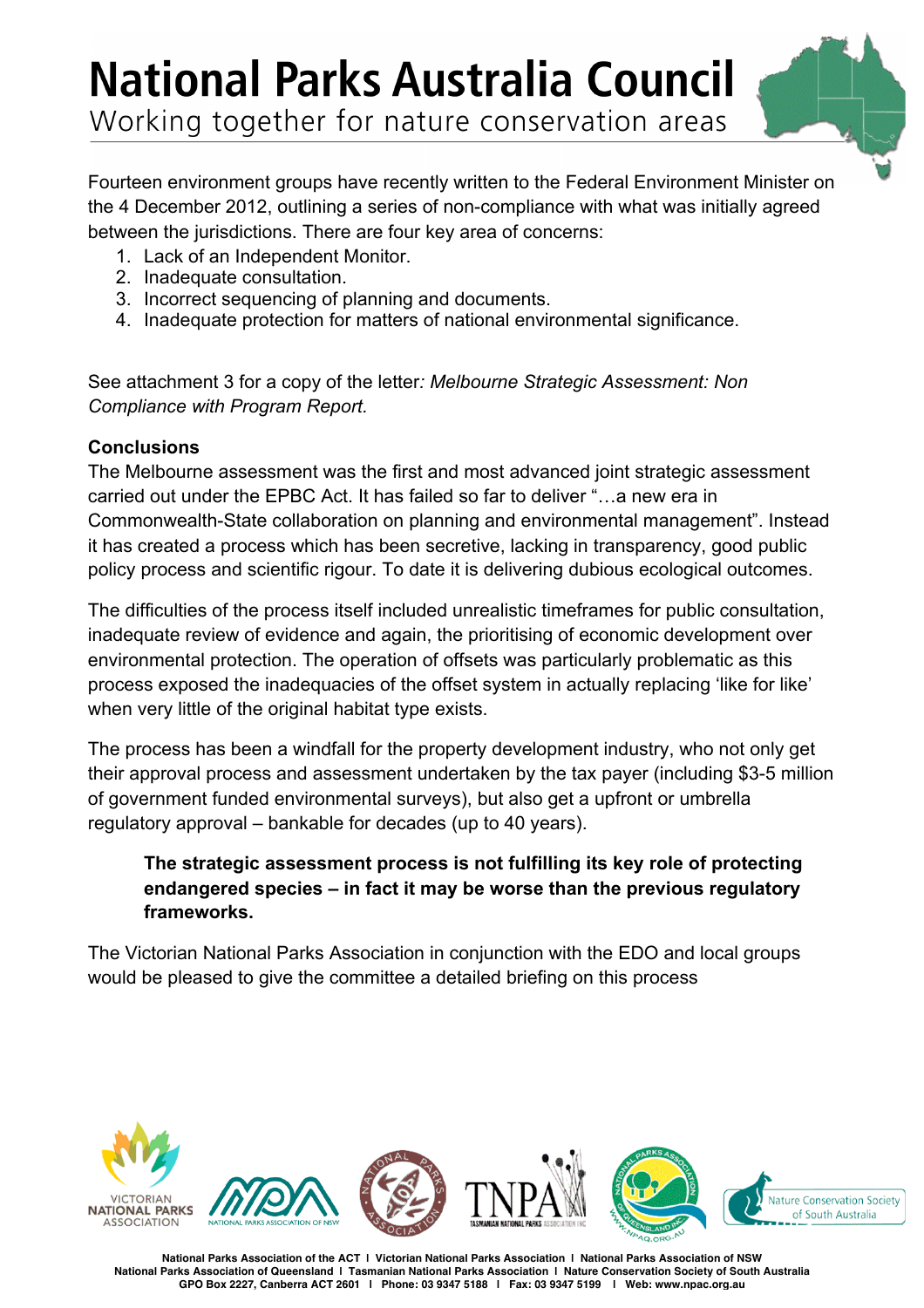Fourteen environment groups have recently written to the Federal Environment Minister on the 4 December 2012, outlining a series of non-compliance with what was initially agreed between the jurisdictions. There are four key area of concerns:

1. Lack of an Independent Monitor.
2. Inadequate consultation.
3. Incorrect sequencing of planning and documents.
4. Inadequate protection for matters of national environmental significance.

See attachment 3 for a copy of the letter*: Melbourne Strategic Assessment: Non Compliance with Program Report.*

**Conclusions**

The Melbourne assessment was the first and most advanced joint strategic assessment carried out under the EPBC Act. It has failed so far to deliver "…a new era in Commonwealth-State collaboration on planning and environmental management". Instead it has created a process which has been secretive, lacking in transparency, good public policy process and scientific rigour. To date it is delivering dubious ecological outcomes.

The difficulties of the process itself included unrealistic timeframes for public consultation, inadequate review of evidence and again, the prioritising of economic development over environmental protection. The operation of offsets was particularly problematic as this process exposed the inadequacies of the offset system in actually replacing 'like for like' when very little of the original habitat type exists.

The process has been a windfall for the property development industry, who not only get their approval process and assessment undertaken by the tax payer (including $3-5 million of government funded environmental surveys), but also get a upfront or umbrella regulatory approval – bankable for decades (up to 40 years).

> **The strategic assessment process is not fulfilling its key role of protecting endangered species – in fact it may be worse than the previous regulatory frameworks.**

The Victorian National Parks Association in conjunction with the EDO and local groups would be pleased to give the committee a detailed briefing on this process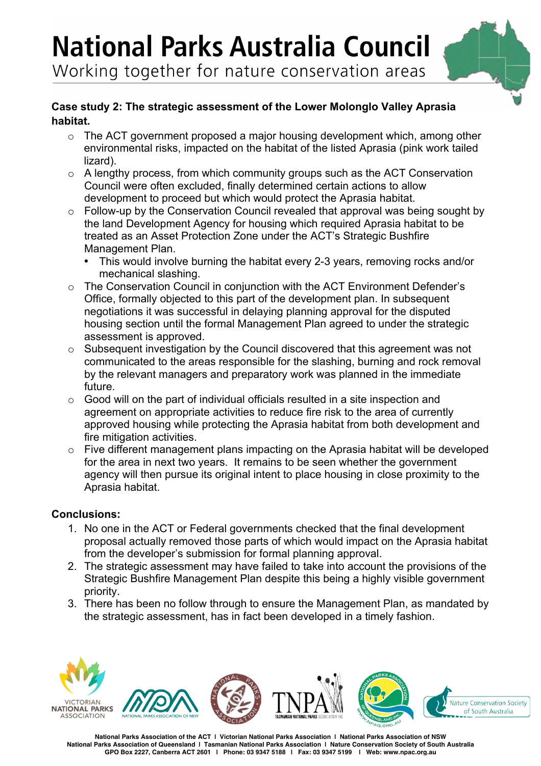**Case study 2: The strategic assessment of the Lower Molonglo Valley Aprasia habitat.**

- The ACT government proposed a major housing development which, among other environmental risks, impacted on the habitat of the listed Aprasia (pink work tailed lizard).
- A lengthy process, from which community groups such as the ACT Conservation Council were often excluded, finally determined certain actions to allow development to proceed but which would protect the Aprasia habitat.
- Follow-up by the Conservation Council revealed that approval was being sought by the land Development Agency for housing which required Aprasia habitat to be treated as an Asset Protection Zone under the ACT's Strategic Bushfire Management Plan.
  - This would involve burning the habitat every 2-3 years, removing rocks and/or mechanical slashing.
- The Conservation Council in conjunction with the ACT Environment Defender's Office, formally objected to this part of the development plan. In subsequent negotiations it was successful in delaying planning approval for the disputed housing section until the formal Management Plan agreed to under the strategic assessment is approved.
- Subsequent investigation by the Council discovered that this agreement was not communicated to the areas responsible for the slashing, burning and rock removal by the relevant managers and preparatory work was planned in the immediate future.
- Good will on the part of individual officials resulted in a site inspection and agreement on appropriate activities to reduce fire risk to the area of currently approved housing while protecting the Aprasia habitat from both development and fire mitigation activities.
- Five different management plans impacting on the Aprasia habitat will be developed for the area in next two years. It remains to be seen whether the government agency will then pursue its original intent to place housing in close proximity to the Aprasia habitat.

**Conclusions:**

1. No one in the ACT or Federal governments checked that the final development proposal actually removed those parts of which would impact on the Aprasia habitat from the developer's submission for formal planning approval.
2. The strategic assessment may have failed to take into account the provisions of the Strategic Bushfire Management Plan despite this being a highly visible government priority.
3. There has been no follow through to ensure the Management Plan, as mandated by the strategic assessment, has in fact been developed in a timely fashion.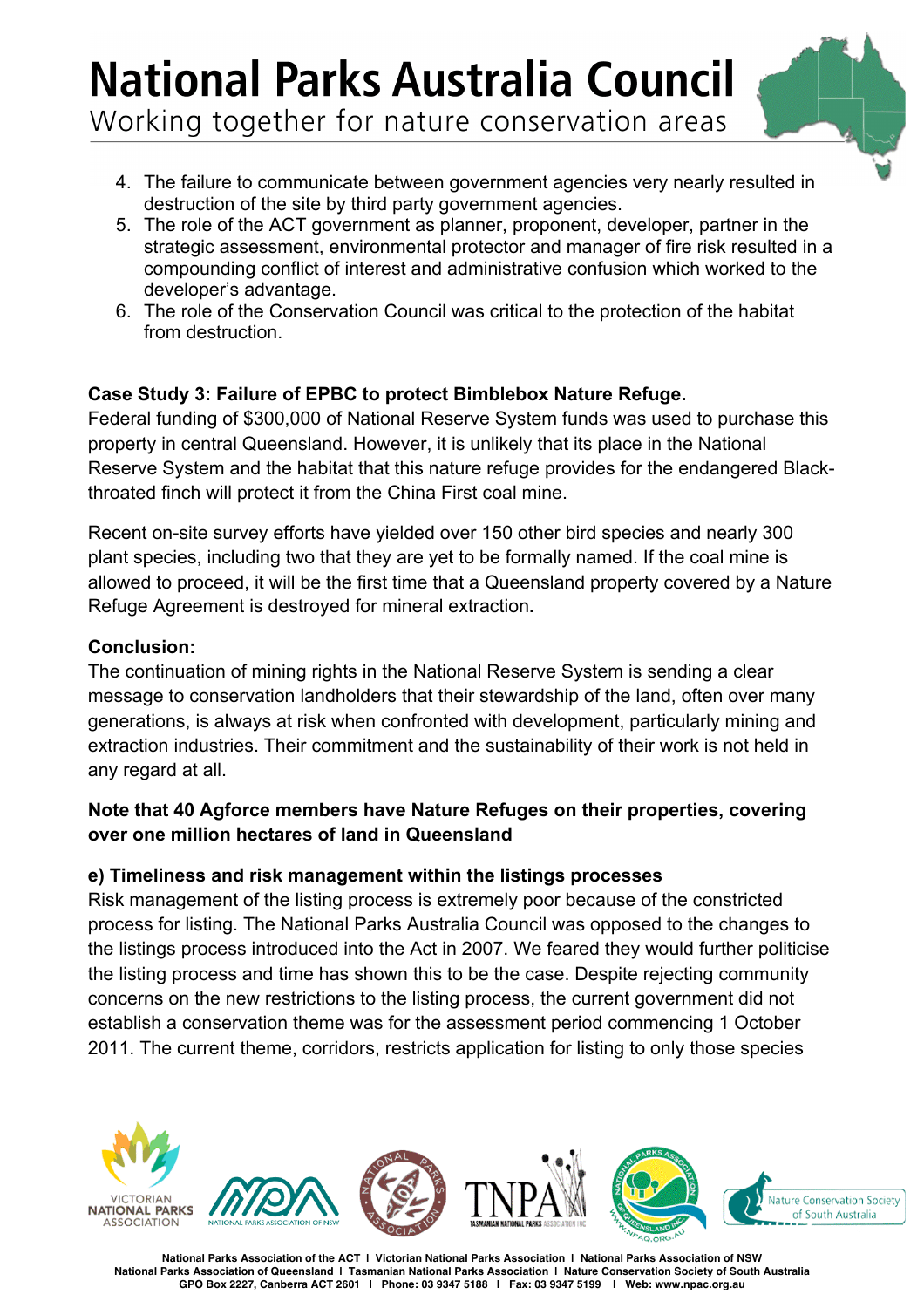4. The failure to communicate between government agencies very nearly resulted in destruction of the site by third party government agencies.
5. The role of the ACT government as planner, proponent, developer, partner in the strategic assessment, environmental protector and manager of fire risk resulted in a compounding conflict of interest and administrative confusion which worked to the developer's advantage.
6. The role of the Conservation Council was critical to the protection of the habitat from destruction.

**Case Study 3: Failure of EPBC to protect Bimblebox Nature Refuge.**

Federal funding of $300,000 of National Reserve System funds was used to purchase this property in central Queensland. However, it is unlikely that its place in the National Reserve System and the habitat that this nature refuge provides for the endangered Black-throated finch will protect it from the China First coal mine.

Recent on-site survey efforts have yielded over 150 other bird species and nearly 300 plant species, including two that they are yet to be formally named. If the coal mine is allowed to proceed, it will be the first time that a Queensland property covered by a Nature Refuge Agreement is destroyed for mineral extraction**.**

**Conclusion:**

The continuation of mining rights in the National Reserve System is sending a clear message to conservation landholders that their stewardship of the land, often over many generations, is always at risk when confronted with development, particularly mining and extraction industries. Their commitment and the sustainability of their work is not held in any regard at all.

**Note that 40 Agforce members have Nature Refuges on their properties, covering over one million hectares of land in Queensland**

**e) Timeliness and risk management within the listings processes**

Risk management of the listing process is extremely poor because of the constricted process for listing. The National Parks Australia Council was opposed to the changes to the listings process introduced into the Act in 2007. We feared they would further politicise the listing process and time has shown this to be the case. Despite rejecting community concerns on the new restrictions to the listing process, the current government did not establish a conservation theme was for the assessment period commencing 1 October 2011. The current theme, corridors, restricts application for listing to only those species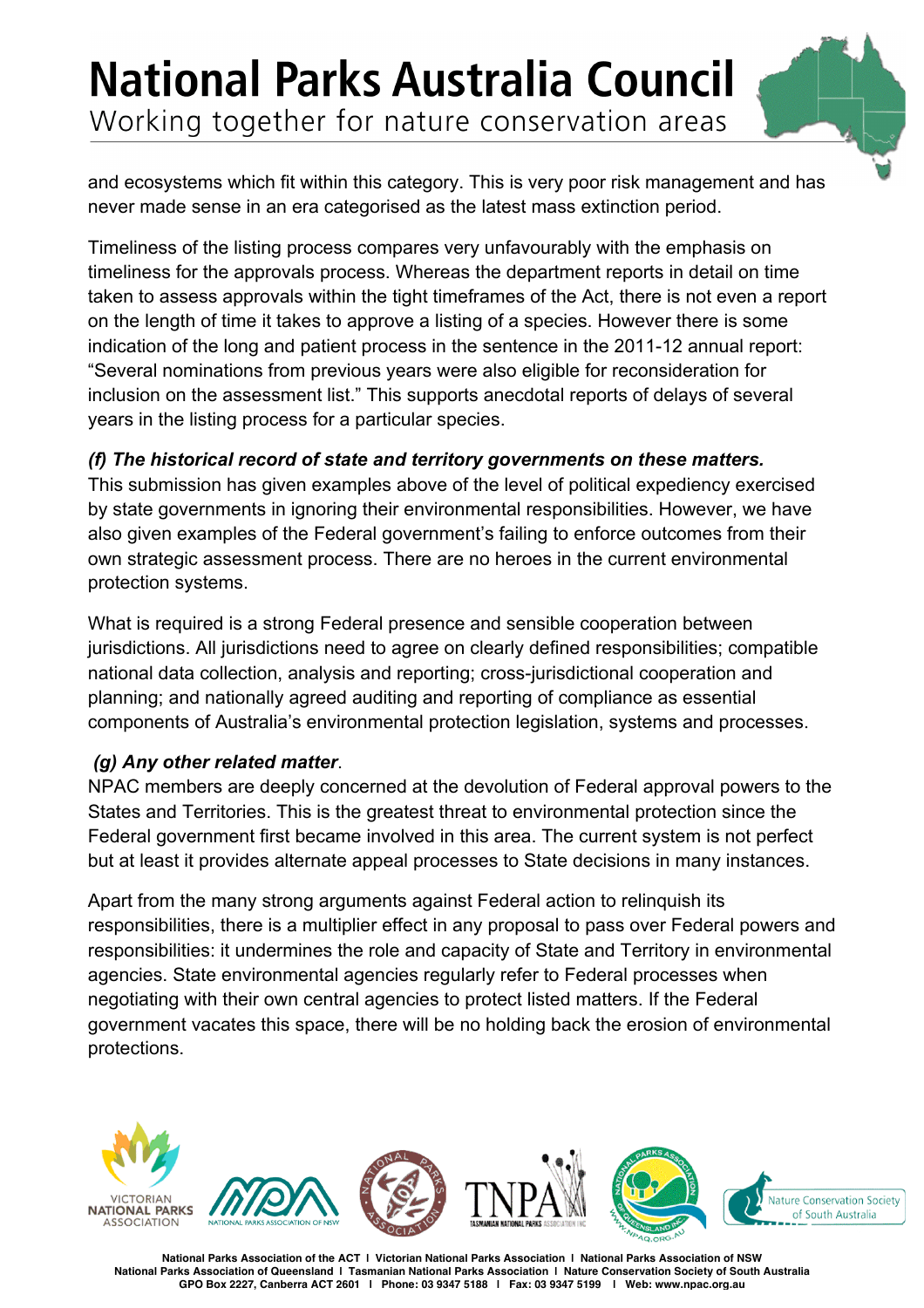and ecosystems which fit within this category. This is very poor risk management and has never made sense in an era categorised as the latest mass extinction period.

Timeliness of the listing process compares very unfavourably with the emphasis on timeliness for the approvals process. Whereas the department reports in detail on time taken to assess approvals within the tight timeframes of the Act, there is not even a report on the length of time it takes to approve a listing of a species. However there is some indication of the long and patient process in the sentence in the 2011-12 annual report: "Several nominations from previous years were also eligible for reconsideration for inclusion on the assessment list." This supports anecdotal reports of delays of several years in the listing process for a particular species.

***(f) The historical record of state and territory governments on these matters.***
This submission has given examples above of the level of political expediency exercised by state governments in ignoring their environmental responsibilities. However, we have also given examples of the Federal government's failing to enforce outcomes from their own strategic assessment process. There are no heroes in the current environmental protection systems.

What is required is a strong Federal presence and sensible cooperation between jurisdictions. All jurisdictions need to agree on clearly defined responsibilities; compatible national data collection, analysis and reporting; cross-jurisdictional cooperation and planning; and nationally agreed auditing and reporting of compliance as essential components of Australia's environmental protection legislation, systems and processes.

***(g) Any other related matter***.
NPAC members are deeply concerned at the devolution of Federal approval powers to the States and Territories. This is the greatest threat to environmental protection since the Federal government first became involved in this area. The current system is not perfect but at least it provides alternate appeal processes to State decisions in many instances.

Apart from the many strong arguments against Federal action to relinquish its responsibilities, there is a multiplier effect in any proposal to pass over Federal powers and responsibilities: it undermines the role and capacity of State and Territory in environmental agencies. State environmental agencies regularly refer to Federal processes when negotiating with their own central agencies to protect listed matters. If the Federal government vacates this space, there will be no holding back the erosion of environmental protections.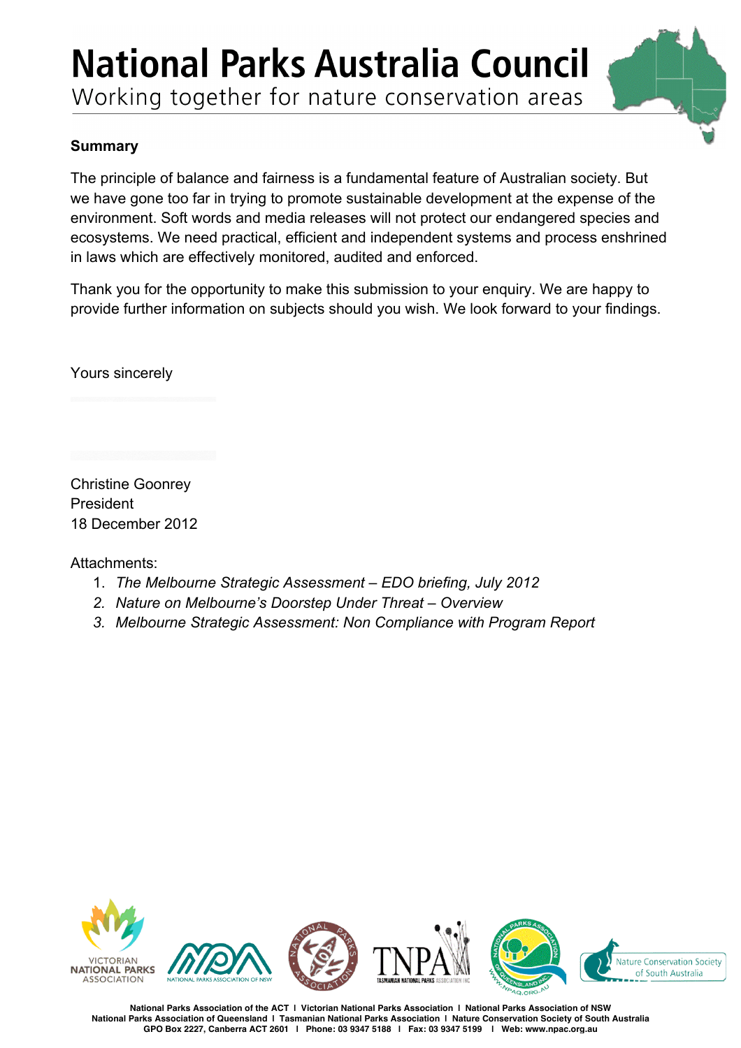## Summary

The principle of balance and fairness is a fundamental feature of Australian society. But we have gone too far in trying to promote sustainable development at the expense of the environment. Soft words and media releases will not protect our endangered species and ecosystems. We need practical, efficient and independent systems and process enshrined in laws which are effectively monitored, audited and enforced.

Thank you for the opportunity to make this submission to your enquiry. We are happy to provide further information on subjects should you wish. We look forward to your findings.

Yours sincerely

Christine Goonrey
President
18 December 2012

Attachments:

1. *The Melbourne Strategic Assessment – EDO briefing, July 2012*
2. *Nature on Melbourne's Doorstep Under Threat – Overview*
3. *Melbourne Strategic Assessment: Non Compliance with Program Report*